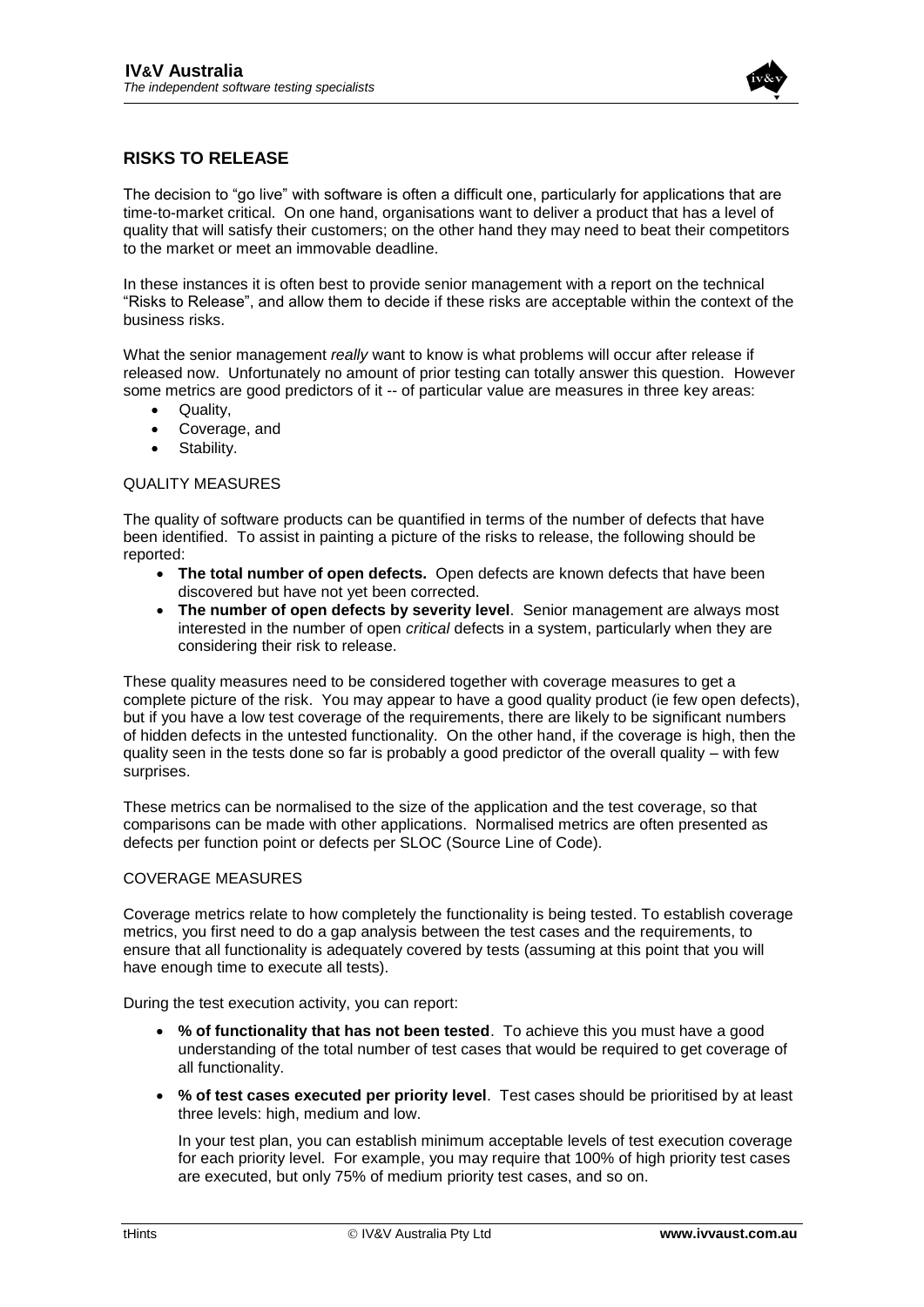## RISKS TO RELEASE

The decision to "go live" with software is often a difficult one, particularly for applications that are time-to-market critical. On one hand, organisations want to deliver a product that has a level of quality that will satisfy their customers; on the other hand they may need to beat their competitors to the market or meet an immovable deadline.

In these instances it is often best to provide senior management with a report on the technical "Risks to Release", and allow them to decide if these risks are acceptable within the context of the business risks.

What the senior management *really* want to know is what problems will occur after release if released now. Unfortunately no amount of prior testing can totally answer this question. However some metrics are good predictors of it -- of particular value are measures in three key areas:

- Quality,
- Coverage, and
- Stability.

### QUALITY MEASURES

The quality of software products can be quantified in terms of the number of defects that have been identified. To assist in painting a picture of the risks to release, the following should be reported:

- **The total number of open defects.** Open defects are known defects that have been discovered but have not yet been corrected.
- **The number of open defects by severity level**. Senior management are always most interested in the number of open *critical* defects in a system, particularly when they are considering their risk to release.

These quality measures need to be considered together with coverage measures to get a complete picture of the risk. You may appear to have a good quality product (ie few open defects), but if you have a low test coverage of the requirements, there are likely to be significant numbers of hidden defects in the untested functionality. On the other hand, if the coverage is high, then the quality seen in the tests done so far is probably a good predictor of the overall quality – with few surprises.

These metrics can be normalised to the size of the application and the test coverage, so that comparisons can be made with other applications. Normalised metrics are often presented as defects per function point or defects per SLOC (Source Line of Code).

### COVERAGE MEASURES

Coverage metrics relate to how completely the functionality is being tested. To establish coverage metrics, you first need to do a gap analysis between the test cases and the requirements, to ensure that all functionality is adequately covered by tests (assuming at this point that you will have enough time to execute all tests).

During the test execution activity, you can report:

- **% of functionality that has not been tested**. To achieve this you must have a good understanding of the total number of test cases that would be required to get coverage of all functionality.
- **% of test cases executed per priority level**. Test cases should be prioritised by at least three levels: high, medium and low.

  In your test plan, you can establish minimum acceptable levels of test execution coverage for each priority level. For example, you may require that 100% of high priority test cases are executed, but only 75% of medium priority test cases, and so on.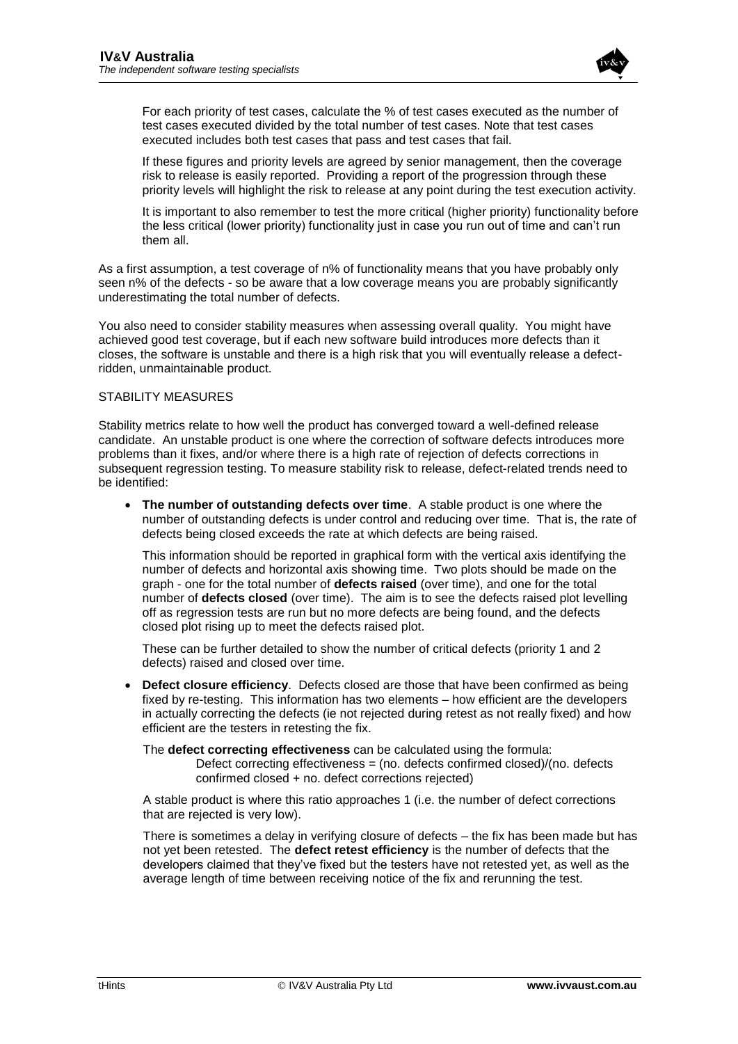For each priority of test cases, calculate the % of test cases executed as the number of test cases executed divided by the total number of test cases. Note that test cases executed includes both test cases that pass and test cases that fail.

If these figures and priority levels are agreed by senior management, then the coverage risk to release is easily reported. Providing a report of the progression through these priority levels will highlight the risk to release at any point during the test execution activity.

It is important to also remember to test the more critical (higher priority) functionality before the less critical (lower priority) functionality just in case you run out of time and can't run them all.

As a first assumption, a test coverage of n% of functionality means that you have probably only seen n% of the defects - so be aware that a low coverage means you are probably significantly underestimating the total number of defects.

You also need to consider stability measures when assessing overall quality. You might have achieved good test coverage, but if each new software build introduces more defects than it closes, the software is unstable and there is a high risk that you will eventually release a defect-ridden, unmaintainable product.

STABILITY MEASURES

Stability metrics relate to how well the product has converged toward a well-defined release candidate. An unstable product is one where the correction of software defects introduces more problems than it fixes, and/or where there is a high rate of rejection of defects corrections in subsequent regression testing. To measure stability risk to release, defect-related trends need to be identified:

- **The number of outstanding defects over time**. A stable product is one where the number of outstanding defects is under control and reducing over time. That is, the rate of defects being closed exceeds the rate at which defects are being raised.

  This information should be reported in graphical form with the vertical axis identifying the number of defects and horizontal axis showing time. Two plots should be made on the graph - one for the total number of **defects raised** (over time), and one for the total number of **defects closed** (over time). The aim is to see the defects raised plot levelling off as regression tests are run but no more defects are being found, and the defects closed plot rising up to meet the defects raised plot.

  These can be further detailed to show the number of critical defects (priority 1 and 2 defects) raised and closed over time.

- **Defect closure efficiency**. Defects closed are those that have been confirmed as being fixed by re-testing. This information has two elements – how efficient are the developers in actually correcting the defects (ie not rejected during retest as not really fixed) and how efficient are the testers in retesting the fix.

  The **defect correcting effectiveness** can be calculated using the formula:

  Defect correcting effectiveness = (no. defects confirmed closed)/(no. defects confirmed closed + no. defect corrections rejected)

  A stable product is where this ratio approaches 1 (i.e. the number of defect corrections that are rejected is very low).

  There is sometimes a delay in verifying closure of defects – the fix has been made but has not yet been retested. The **defect retest efficiency** is the number of defects that the developers claimed that they've fixed but the testers have not retested yet, as well as the average length of time between receiving notice of the fix and rerunning the test.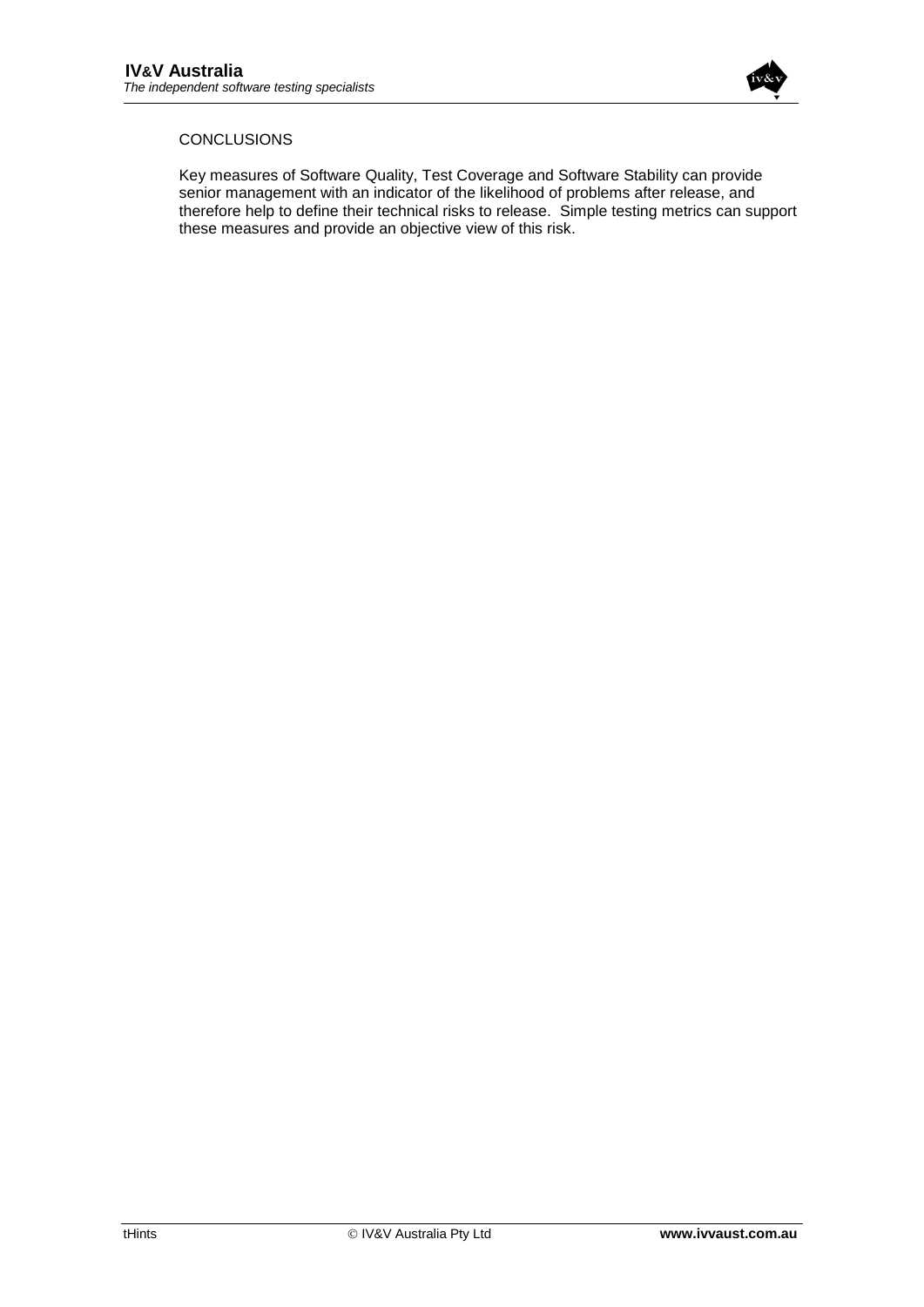## CONCLUSIONS

Key measures of Software Quality, Test Coverage and Software Stability can provide senior management with an indicator of the likelihood of problems after release, and therefore help to define their technical risks to release. Simple testing metrics can support these measures and provide an objective view of this risk.